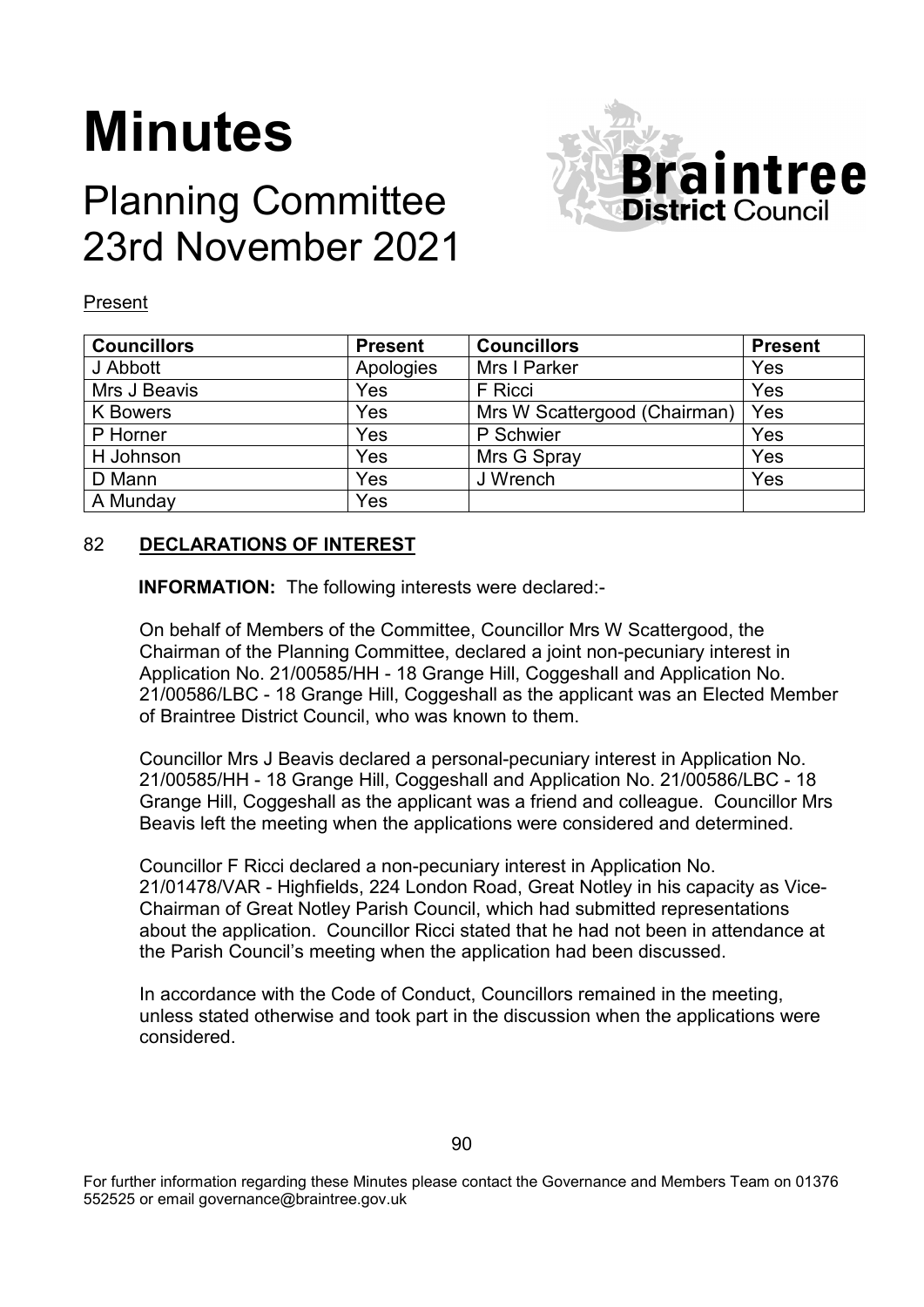# Minutes

## Planning Committee
## 23rd November 2021

Present

| Councillors | Present | Councillors | Present |
| --- | --- | --- | --- |
| J Abbott | Apologies | Mrs I Parker | Yes |
| Mrs J Beavis | Yes | F Ricci | Yes |
| K Bowers | Yes | Mrs W Scattergood (Chairman) | Yes |
| P Horner | Yes | P Schwier | Yes |
| H Johnson | Yes | Mrs G Spray | Yes |
| D Mann | Yes | J Wrench | Yes |
| A Munday | Yes | | |

### 82 DECLARATIONS OF INTEREST

**INFORMATION:** The following interests were declared:-

On behalf of Members of the Committee, Councillor Mrs W Scattergood, the Chairman of the Planning Committee, declared a joint non-pecuniary interest in Application No. 21/00585/HH - 18 Grange Hill, Coggeshall and Application No. 21/00586/LBC - 18 Grange Hill, Coggeshall as the applicant was an Elected Member of Braintree District Council, who was known to them.

Councillor Mrs J Beavis declared a personal-pecuniary interest in Application No. 21/00585/HH - 18 Grange Hill, Coggeshall and Application No. 21/00586/LBC - 18 Grange Hill, Coggeshall as the applicant was a friend and colleague. Councillor Mrs Beavis left the meeting when the applications were considered and determined.

Councillor F Ricci declared a non-pecuniary interest in Application No. 21/01478/VAR - Highfields, 224 London Road, Great Notley in his capacity as Vice-Chairman of Great Notley Parish Council, which had submitted representations about the application. Councillor Ricci stated that he had not been in attendance at the Parish Council's meeting when the application had been discussed.

In accordance with the Code of Conduct, Councillors remained in the meeting, unless stated otherwise and took part in the discussion when the applications were considered.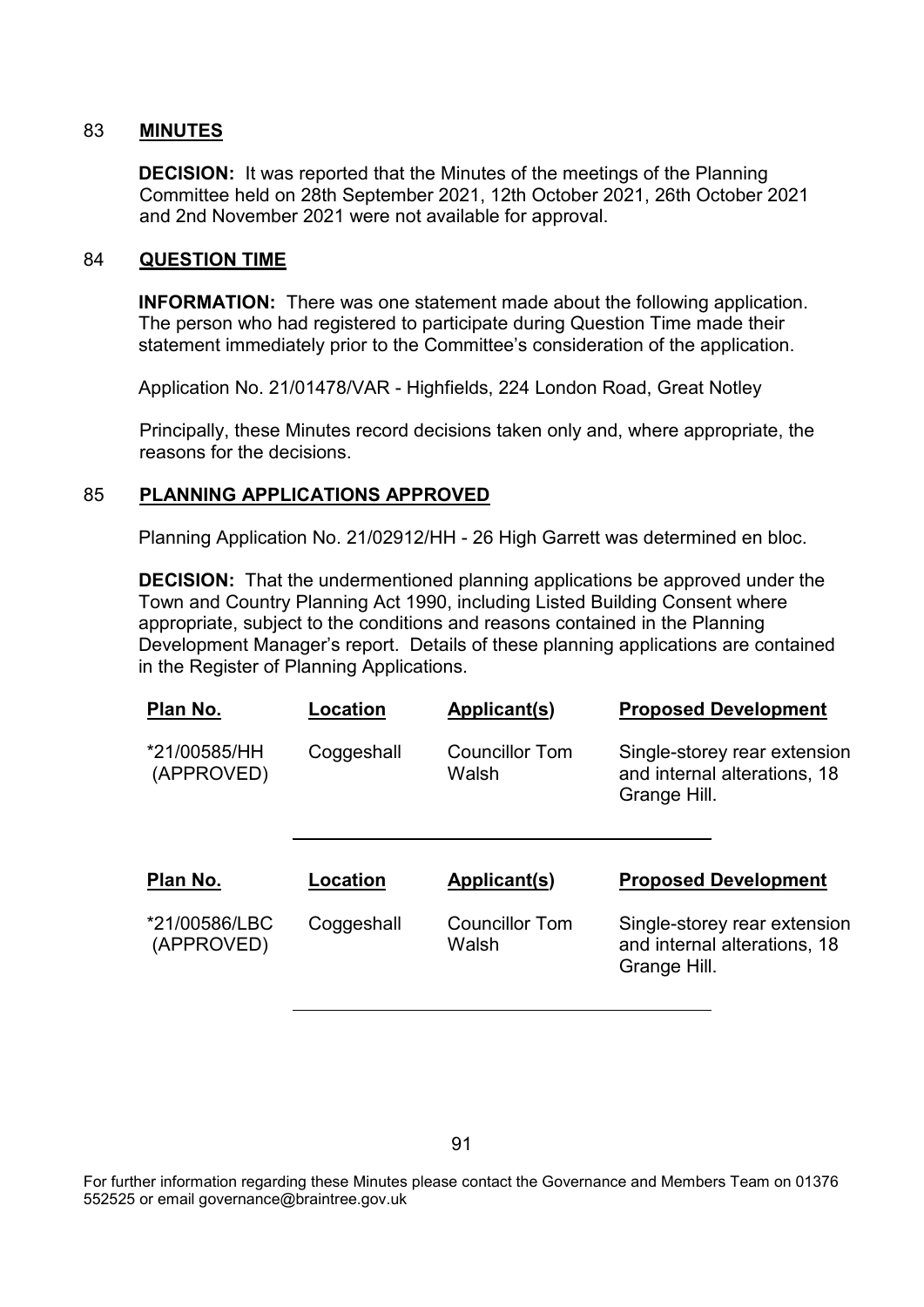## 83 MINUTES

**DECISION:** It was reported that the Minutes of the meetings of the Planning Committee held on 28th September 2021, 12th October 2021, 26th October 2021 and 2nd November 2021 were not available for approval.

## 84 QUESTION TIME

**INFORMATION:** There was one statement made about the following application. The person who had registered to participate during Question Time made their statement immediately prior to the Committee's consideration of the application.

Application No. 21/01478/VAR - Highfields, 224 London Road, Great Notley

Principally, these Minutes record decisions taken only and, where appropriate, the reasons for the decisions.

## 85 PLANNING APPLICATIONS APPROVED

Planning Application No. 21/02912/HH - 26 High Garrett was determined en bloc.

**DECISION:** That the undermentioned planning applications be approved under the Town and Country Planning Act 1990, including Listed Building Consent where appropriate, subject to the conditions and reasons contained in the Planning Development Manager's report. Details of these planning applications are contained in the Register of Planning Applications.

| Plan No. | Location | Applicant(s) | Proposed Development |
|---|---|---|---|
| *21/00585/HH (APPROVED) | Coggeshall | Councillor Tom Walsh | Single-storey rear extension and internal alterations, 18 Grange Hill. |

| Plan No. | Location | Applicant(s) | Proposed Development |
|---|---|---|---|
| *21/00586/LBC (APPROVED) | Coggeshall | Councillor Tom Walsh | Single-storey rear extension and internal alterations, 18 Grange Hill. |

For further information regarding these Minutes please contact the Governance and Members Team on 01376 552525 or email governance@braintree.gov.uk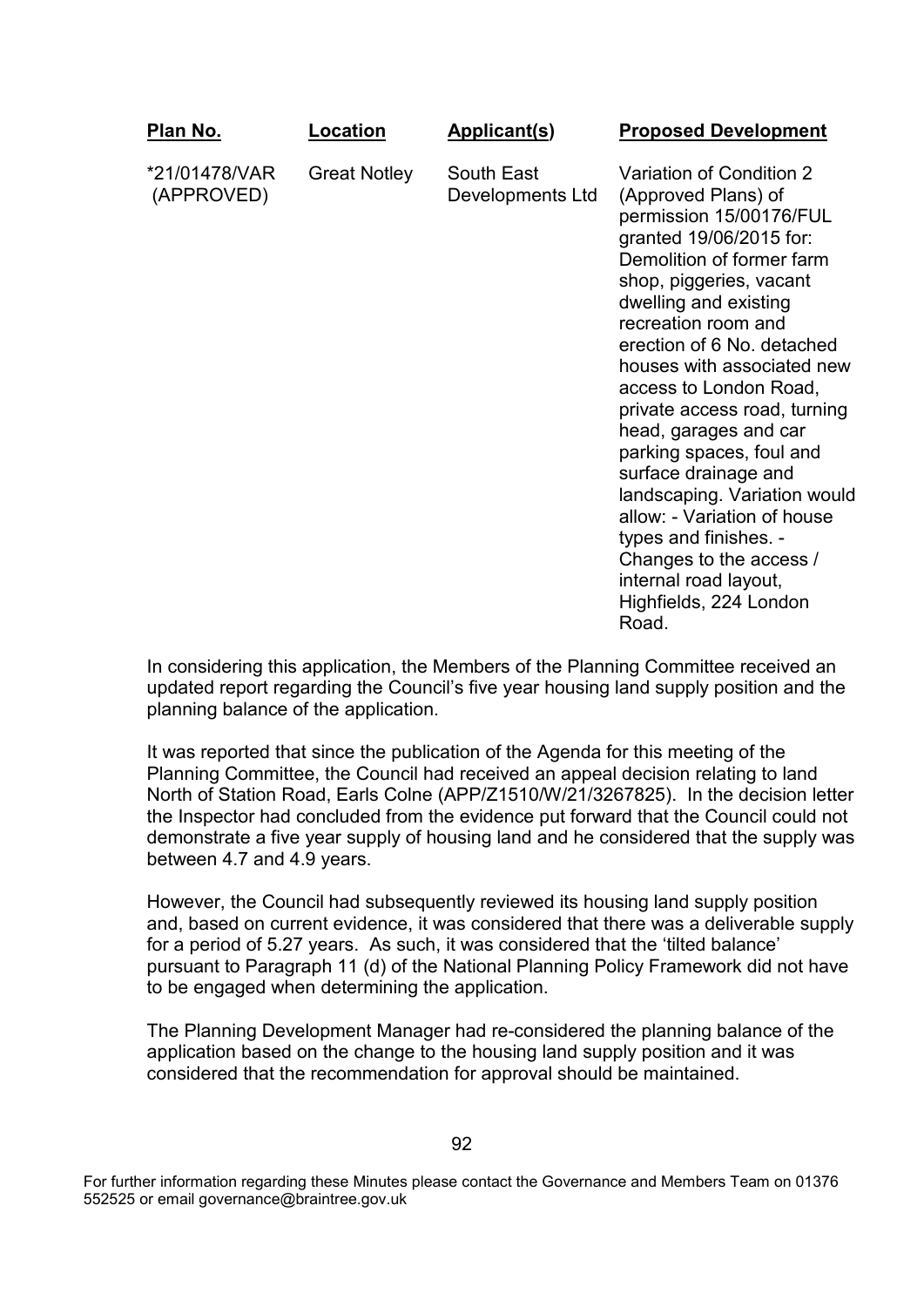| **Plan No.** | **Location** | **Applicant(s)** | **Proposed Development** |
|---|---|---|---|
| *21/01478/VAR (APPROVED) | Great Notley | South East Developments Ltd | Variation of Condition 2 (Approved Plans) of permission 15/00176/FUL granted 19/06/2015 for: Demolition of former farm shop, piggeries, vacant dwelling and existing recreation room and erection of 6 No. detached houses with associated new access to London Road, private access road, turning head, garages and car parking spaces, foul and surface drainage and landscaping. Variation would allow: - Variation of house types and finishes. - Changes to the access / internal road layout, Highfields, 224 London Road. |

In considering this application, the Members of the Planning Committee received an updated report regarding the Council's five year housing land supply position and the planning balance of the application.

It was reported that since the publication of the Agenda for this meeting of the Planning Committee, the Council had received an appeal decision relating to land North of Station Road, Earls Colne (APP/Z1510/W/21/3267825). In the decision letter the Inspector had concluded from the evidence put forward that the Council could not demonstrate a five year supply of housing land and he considered that the supply was between 4.7 and 4.9 years.

However, the Council had subsequently reviewed its housing land supply position and, based on current evidence, it was considered that there was a deliverable supply for a period of 5.27 years. As such, it was considered that the 'tilted balance' pursuant to Paragraph 11 (d) of the National Planning Policy Framework did not have to be engaged when determining the application.

The Planning Development Manager had re-considered the planning balance of the application based on the change to the housing land supply position and it was considered that the recommendation for approval should be maintained.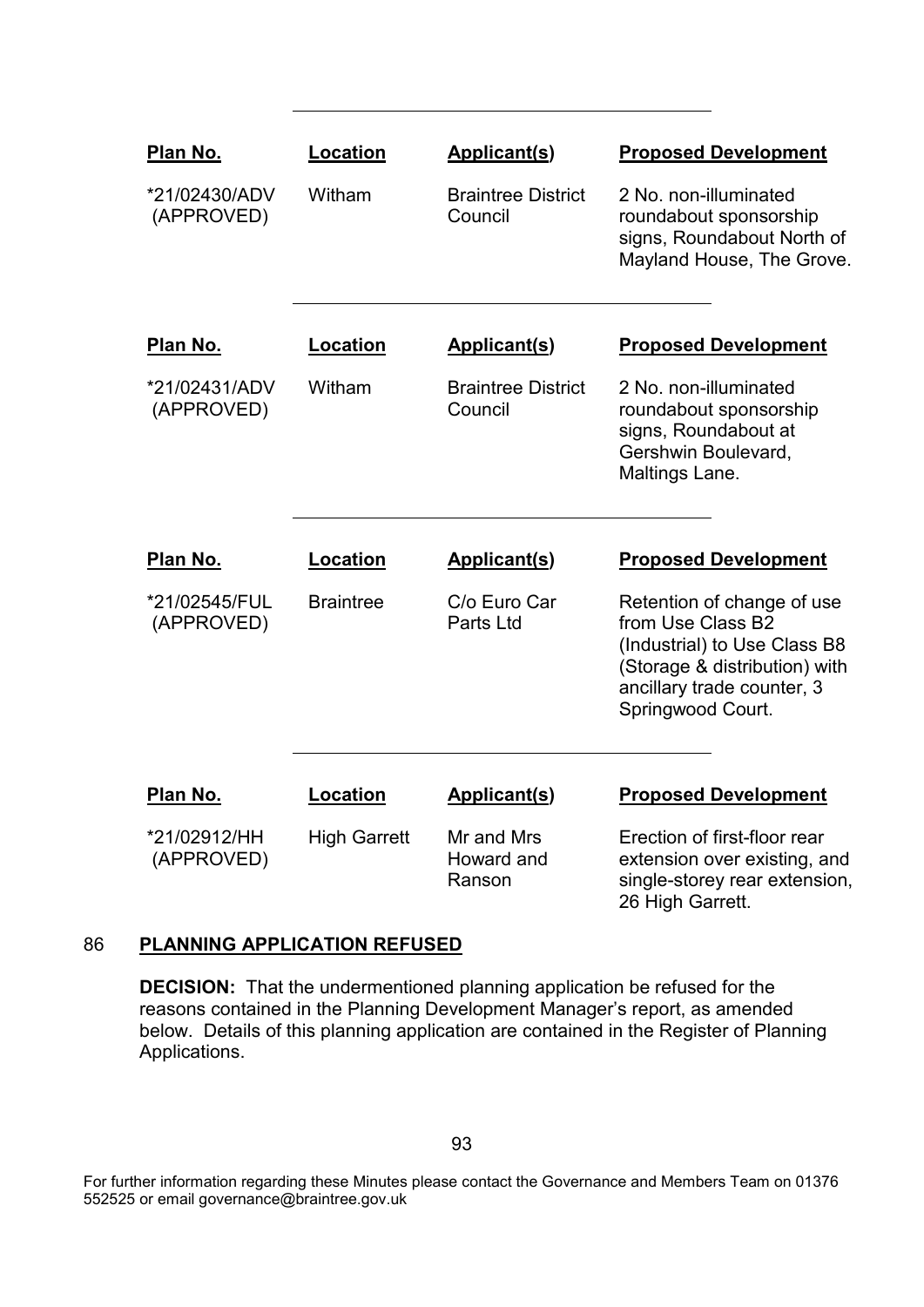| Plan No. | Location | Applicant(s) | Proposed Development |
|---|---|---|---|
| *21/02430/ADV (APPROVED) | Witham | Braintree District Council | 2 No. non-illuminated roundabout sponsorship signs, Roundabout North of Mayland House, The Grove. |

| Plan No. | Location | Applicant(s) | Proposed Development |
|---|---|---|---|
| *21/02431/ADV (APPROVED) | Witham | Braintree District Council | 2 No. non-illuminated roundabout sponsorship signs, Roundabout at Gershwin Boulevard, Maltings Lane. |

| Plan No. | Location | Applicant(s) | Proposed Development |
|---|---|---|---|
| *21/02545/FUL (APPROVED) | Braintree | C/o Euro Car Parts Ltd | Retention of change of use from Use Class B2 (Industrial) to Use Class B8 (Storage & distribution) with ancillary trade counter, 3 Springwood Court. |

| Plan No. | Location | Applicant(s) | Proposed Development |
|---|---|---|---|
| *21/02912/HH (APPROVED) | High Garrett | Mr and Mrs Howard and Ranson | Erection of first-floor rear extension over existing, and single-storey rear extension, 26 High Garrett. |

## 86 PLANNING APPLICATION REFUSED

**DECISION:** That the undermentioned planning application be refused for the reasons contained in the Planning Development Manager's report, as amended below. Details of this planning application are contained in the Register of Planning Applications.

For further information regarding these Minutes please contact the Governance and Members Team on 01376 552525 or email governance@braintree.gov.uk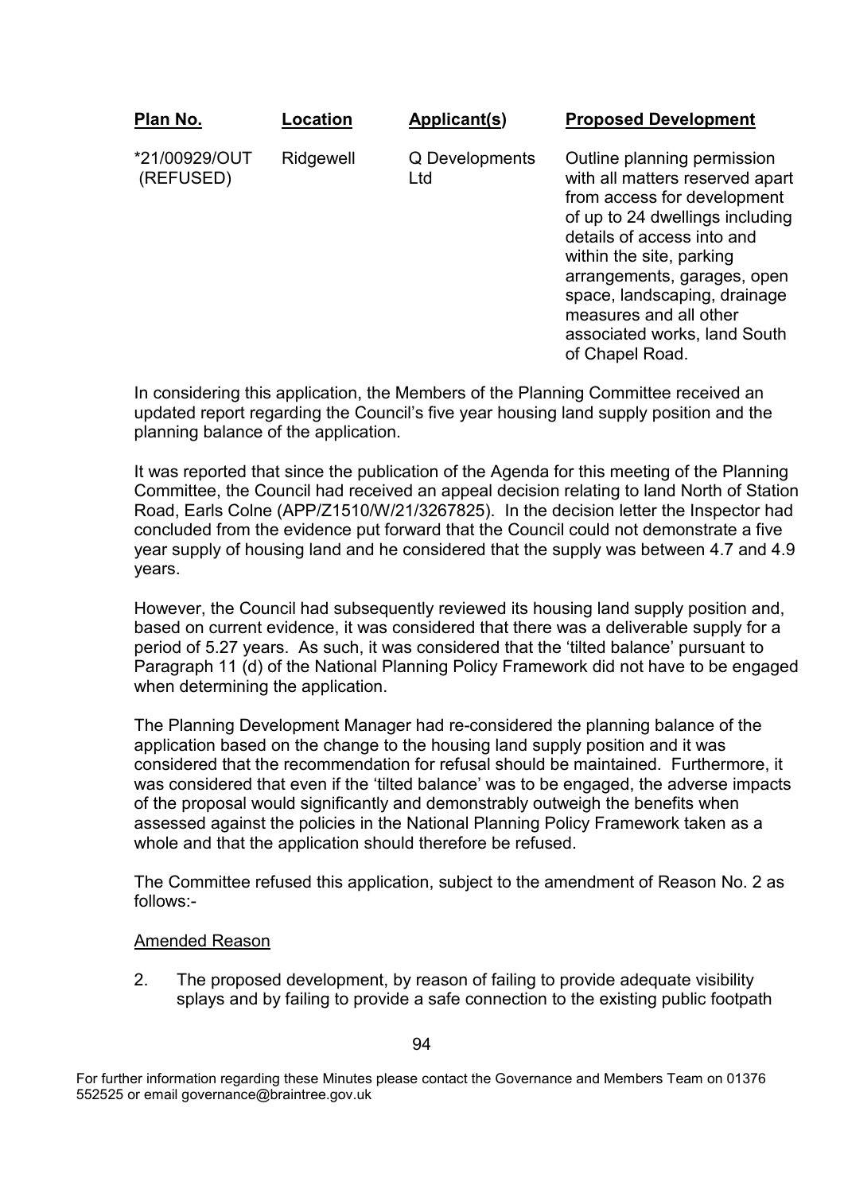| Plan No. | Location | Applicant(s) | Proposed Development |
|---|---|---|---|
| *21/00929/OUT (REFUSED) | Ridgewell | Q Developments Ltd | Outline planning permission with all matters reserved apart from access for development of up to 24 dwellings including details of access into and within the site, parking arrangements, garages, open space, landscaping, drainage measures and all other associated works, land South of Chapel Road. |

In considering this application, the Members of the Planning Committee received an updated report regarding the Council's five year housing land supply position and the planning balance of the application.

It was reported that since the publication of the Agenda for this meeting of the Planning Committee, the Council had received an appeal decision relating to land North of Station Road, Earls Colne (APP/Z1510/W/21/3267825). In the decision letter the Inspector had concluded from the evidence put forward that the Council could not demonstrate a five year supply of housing land and he considered that the supply was between 4.7 and 4.9 years.

However, the Council had subsequently reviewed its housing land supply position and, based on current evidence, it was considered that there was a deliverable supply for a period of 5.27 years. As such, it was considered that the 'tilted balance' pursuant to Paragraph 11 (d) of the National Planning Policy Framework did not have to be engaged when determining the application.

The Planning Development Manager had re-considered the planning balance of the application based on the change to the housing land supply position and it was considered that the recommendation for refusal should be maintained. Furthermore, it was considered that even if the 'tilted balance' was to be engaged, the adverse impacts of the proposal would significantly and demonstrably outweigh the benefits when assessed against the policies in the National Planning Policy Framework taken as a whole and that the application should therefore be refused.

The Committee refused this application, subject to the amendment of Reason No. 2 as follows:-

Amended Reason

2. The proposed development, by reason of failing to provide adequate visibility splays and by failing to provide a safe connection to the existing public footpath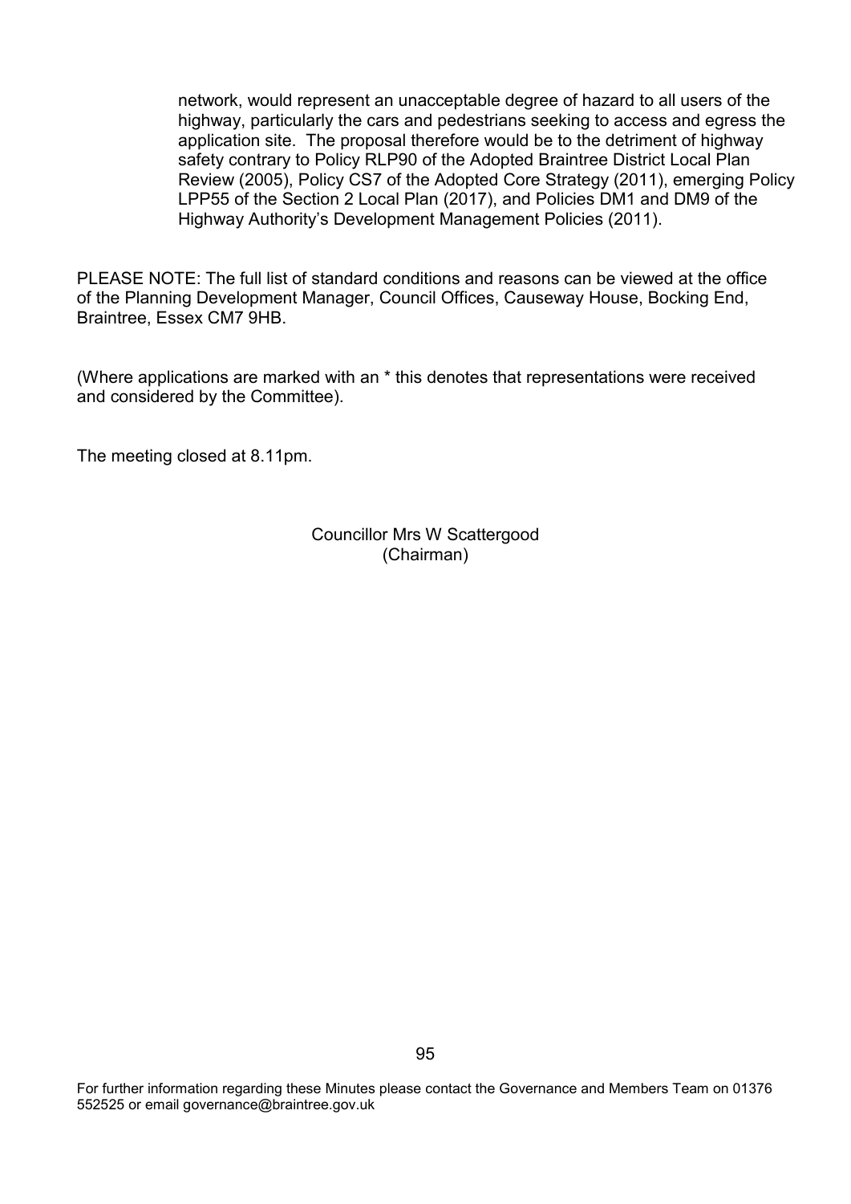network, would represent an unacceptable degree of hazard to all users of the highway, particularly the cars and pedestrians seeking to access and egress the application site. The proposal therefore would be to the detriment of highway safety contrary to Policy RLP90 of the Adopted Braintree District Local Plan Review (2005), Policy CS7 of the Adopted Core Strategy (2011), emerging Policy LPP55 of the Section 2 Local Plan (2017), and Policies DM1 and DM9 of the Highway Authority's Development Management Policies (2011).

PLEASE NOTE: The full list of standard conditions and reasons can be viewed at the office of the Planning Development Manager, Council Offices, Causeway House, Bocking End, Braintree, Essex CM7 9HB.

(Where applications are marked with an * this denotes that representations were received and considered by the Committee).

The meeting closed at 8.11pm.

Councillor Mrs W Scattergood
(Chairman)

For further information regarding these Minutes please contact the Governance and Members Team on 01376 552525 or email governance@braintree.gov.uk